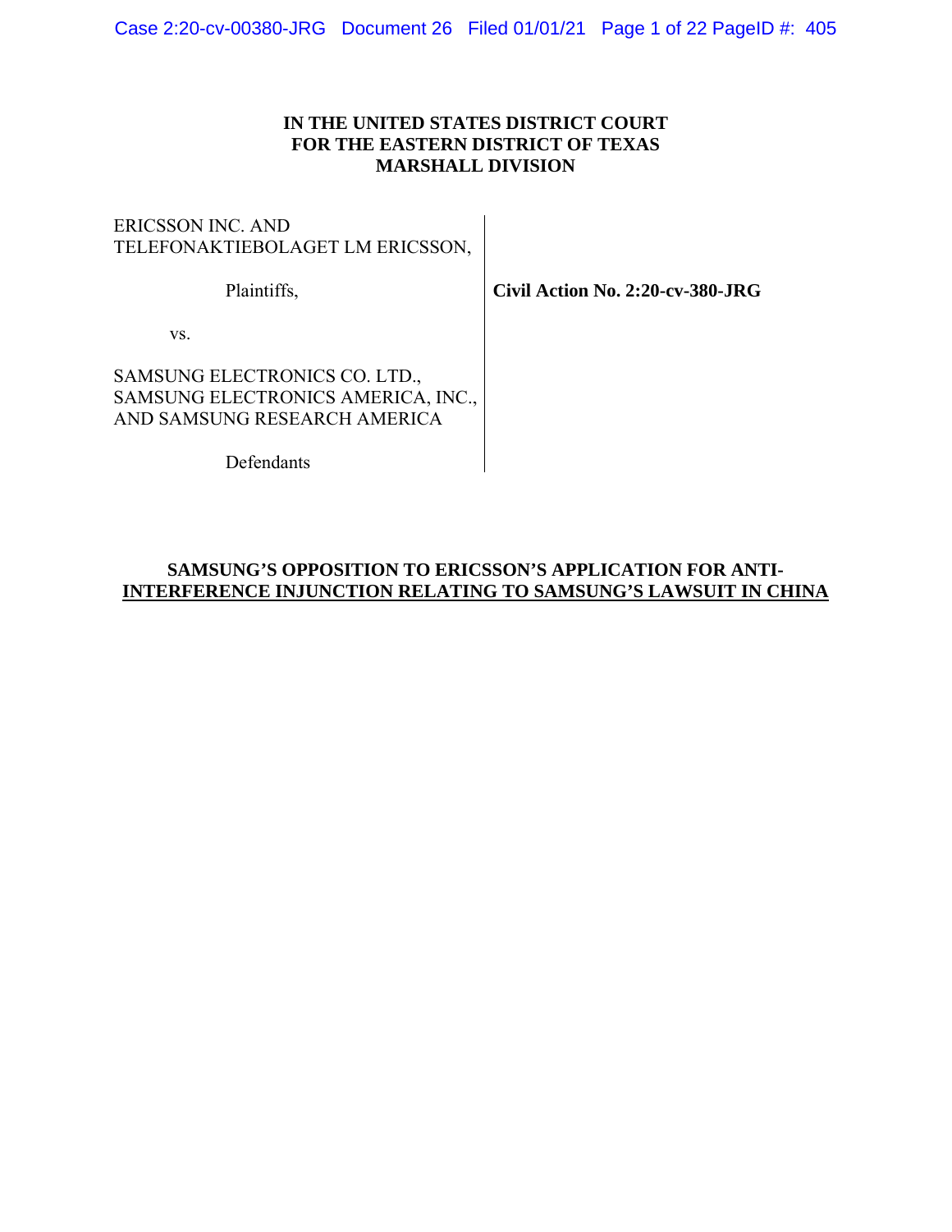**IN THE UNITED STATES DISTRICT COURT**
**FOR THE EASTERN DISTRICT OF TEXAS**
**MARSHALL DIVISION**

| | |
|---|---|
| ERICSSON INC. AND TELEFONAKTIEBOLAGET LM ERICSSON,<br><br>Plaintiffs,<br><br>vs.<br><br>SAMSUNG ELECTRONICS CO. LTD., SAMSUNG ELECTRONICS AMERICA, INC., AND SAMSUNG RESEARCH AMERICA<br><br>Defendants | **Civil Action No. 2:20-cv-380-JRG** |

**SAMSUNG'S OPPOSITION TO ERICSSON'S APPLICATION FOR ANTI-INTERFERENCE INJUNCTION RELATING TO SAMSUNG'S LAWSUIT IN CHINA**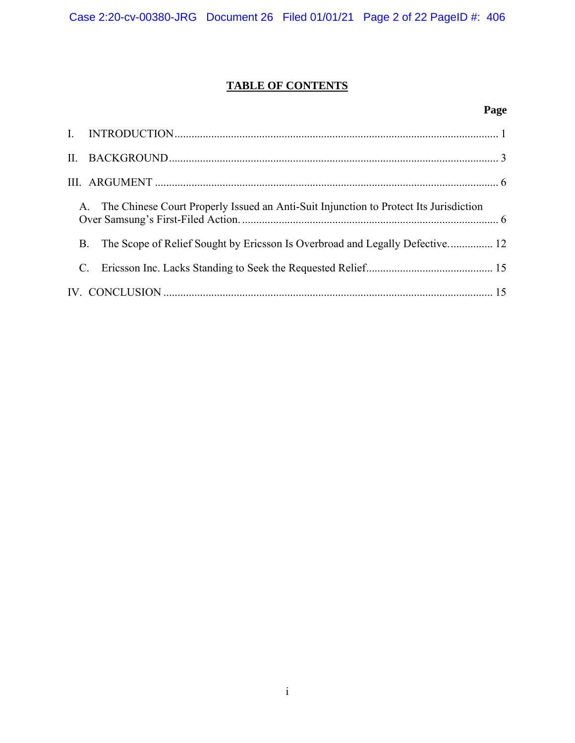# TABLE OF CONTENTS

**Page**

I. INTRODUCTION .......... 1

II. BACKGROUND .......... 3

III. ARGUMENT .......... 6

A. The Chinese Court Properly Issued an Anti-Suit Injunction to Protect Its Jurisdiction Over Samsung's First-Filed Action. .......... 6

B. The Scope of Relief Sought by Ericsson Is Overbroad and Legally Defective. .......... 12

C. Ericsson Inc. Lacks Standing to Seek the Requested Relief. .......... 15

IV. CONCLUSION .......... 15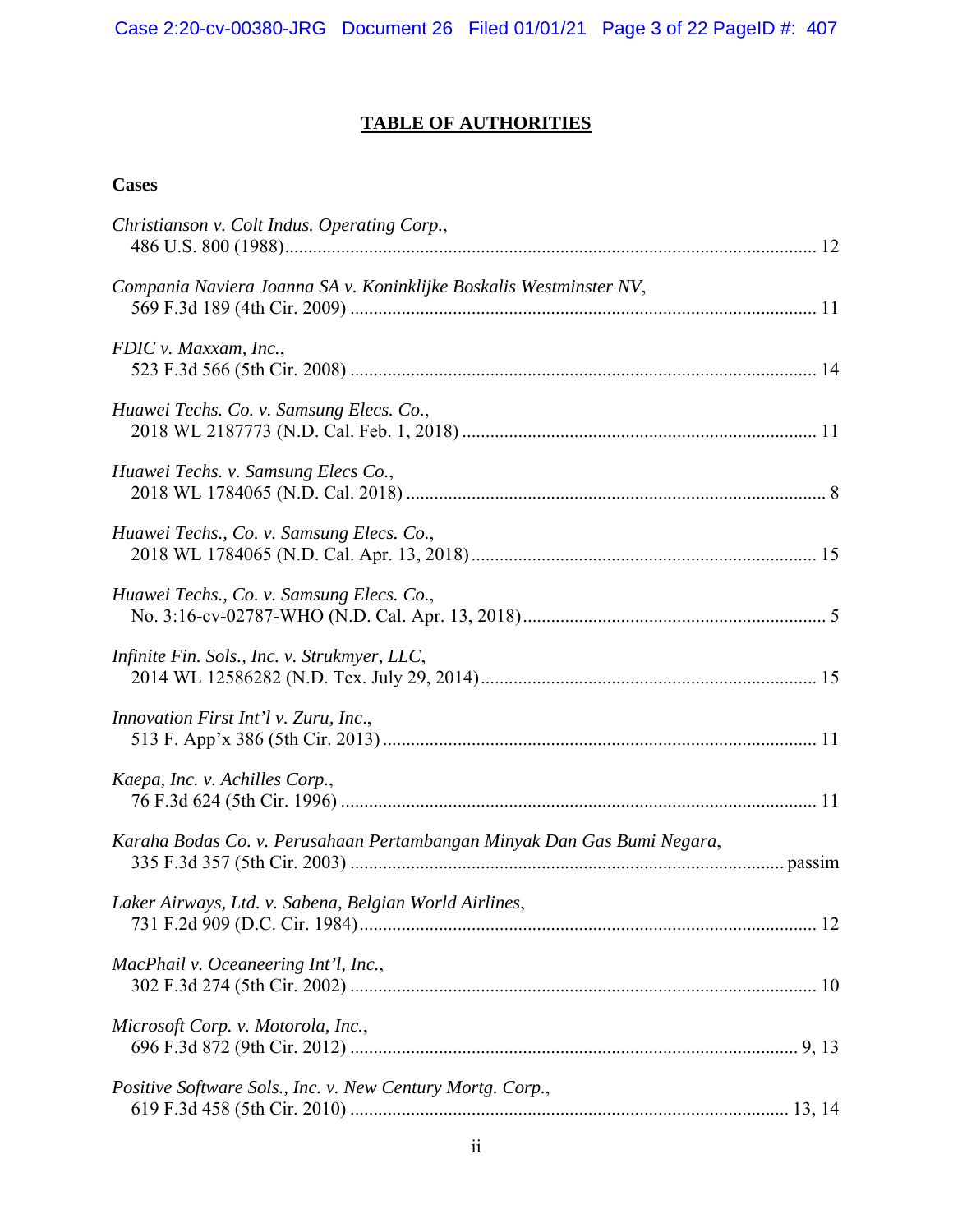# TABLE OF AUTHORITIES

## Cases

*Christianson v. Colt Indus. Operating Corp.*, 486 U.S. 800 (1988) ........ 12

*Compania Naviera Joanna SA v. Koninklijke Boskalis Westminster NV*, 569 F.3d 189 (4th Cir. 2009) ........ 11

*FDIC v. Maxxam, Inc.*, 523 F.3d 566 (5th Cir. 2008) ........ 14

*Huawei Techs. Co. v. Samsung Elecs. Co.*, 2018 WL 2187773 (N.D. Cal. Feb. 1, 2018) ........ 11

*Huawei Techs. v. Samsung Elecs Co.*, 2018 WL 1784065 (N.D. Cal. 2018) ........ 8

*Huawei Techs., Co. v. Samsung Elecs. Co.*, 2018 WL 1784065 (N.D. Cal. Apr. 13, 2018) ........ 15

*Huawei Techs., Co. v. Samsung Elecs. Co.*, No. 3:16-cv-02787-WHO (N.D. Cal. Apr. 13, 2018) ........ 5

*Infinite Fin. Sols., Inc. v. Strukmyer, LLC*, 2014 WL 12586282 (N.D. Tex. July 29, 2014) ........ 15

*Innovation First Int'l v. Zuru, Inc.*, 513 F. App'x 386 (5th Cir. 2013) ........ 11

*Kaepa, Inc. v. Achilles Corp.*, 76 F.3d 624 (5th Cir. 1996) ........ 11

*Karaha Bodas Co. v. Perusahaan Pertambangan Minyak Dan Gas Bumi Negara*, 335 F.3d 357 (5th Cir. 2003) ........ passim

*Laker Airways, Ltd. v. Sabena, Belgian World Airlines*, 731 F.2d 909 (D.C. Cir. 1984) ........ 12

*MacPhail v. Oceaneering Int'l, Inc.*, 302 F.3d 274 (5th Cir. 2002) ........ 10

*Microsoft Corp. v. Motorola, Inc.*, 696 F.3d 872 (9th Cir. 2012) ........ 9, 13

*Positive Software Sols., Inc. v. New Century Mortg. Corp.*, 619 F.3d 458 (5th Cir. 2010) ........ 13, 14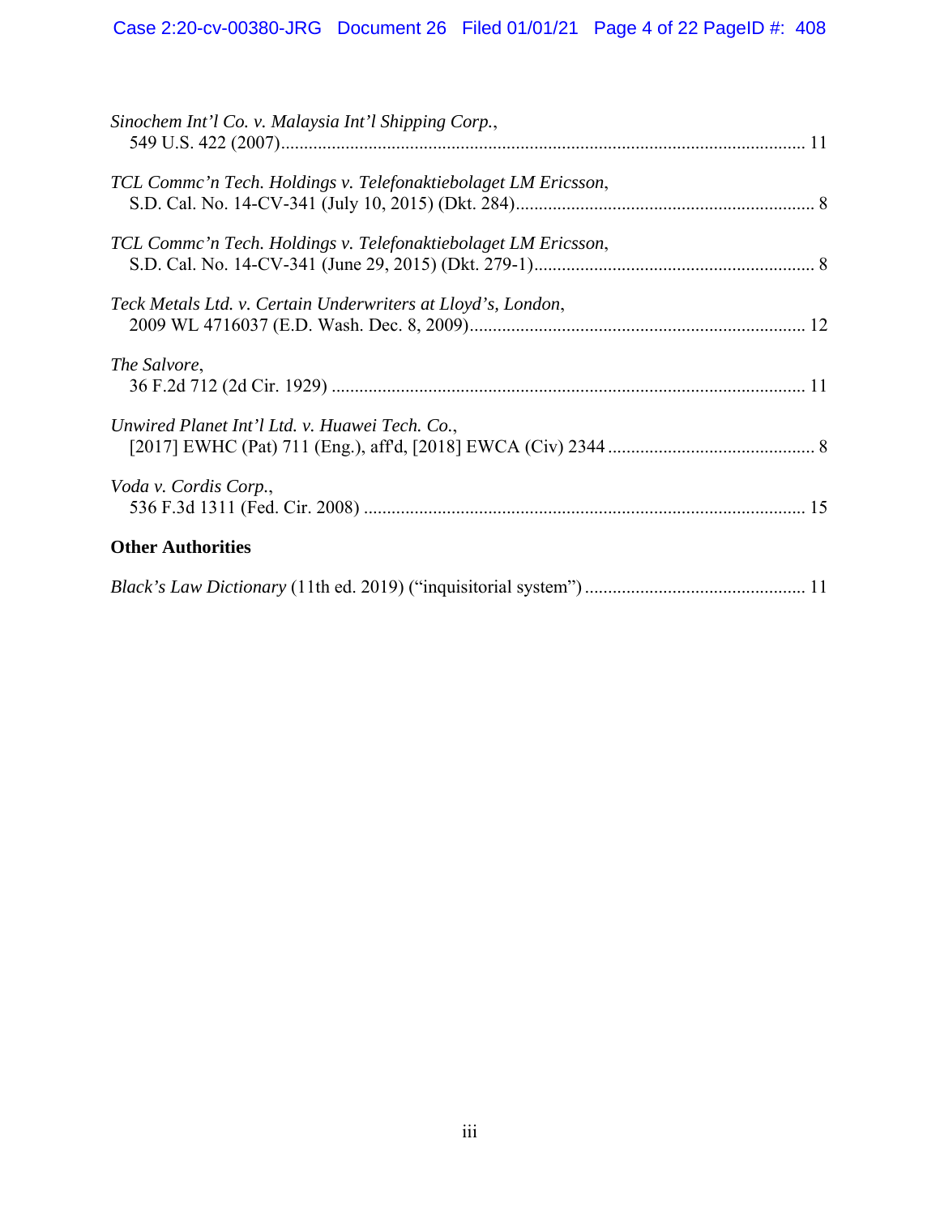*Sinochem Int'l Co. v. Malaysia Int'l Shipping Corp.*,
549 U.S. 422 (2007)........................................................................................................... 11

*TCL Commc'n Tech. Holdings v. Telefonaktiebolaget LM Ericsson*,
S.D. Cal. No. 14-CV-341 (July 10, 2015) (Dkt. 284)................................................................. 8

*TCL Commc'n Tech. Holdings v. Telefonaktiebolaget LM Ericsson*,
S.D. Cal. No. 14-CV-341 (June 29, 2015) (Dkt. 279-1)............................................................. 8

*Teck Metals Ltd. v. Certain Underwriters at Lloyd's, London*,
2009 WL 4716037 (E.D. Wash. Dec. 8, 2009)......................................................................... 12

*The Salvore*,
36 F.2d 712 (2d Cir. 1929) ...................................................................................................... 11

*Unwired Planet Int'l Ltd. v. Huawei Tech. Co.*,
[2017] EWHC (Pat) 711 (Eng.), aff'd, [2018] EWCA (Civ) 2344 ............................................. 8

*Voda v. Cordis Corp.*,
536 F.3d 1311 (Fed. Cir. 2008) ............................................................................................... 15

**Other Authorities**

*Black's Law Dictionary* (11th ed. 2019) ("inquisitorial system") ............................................... 11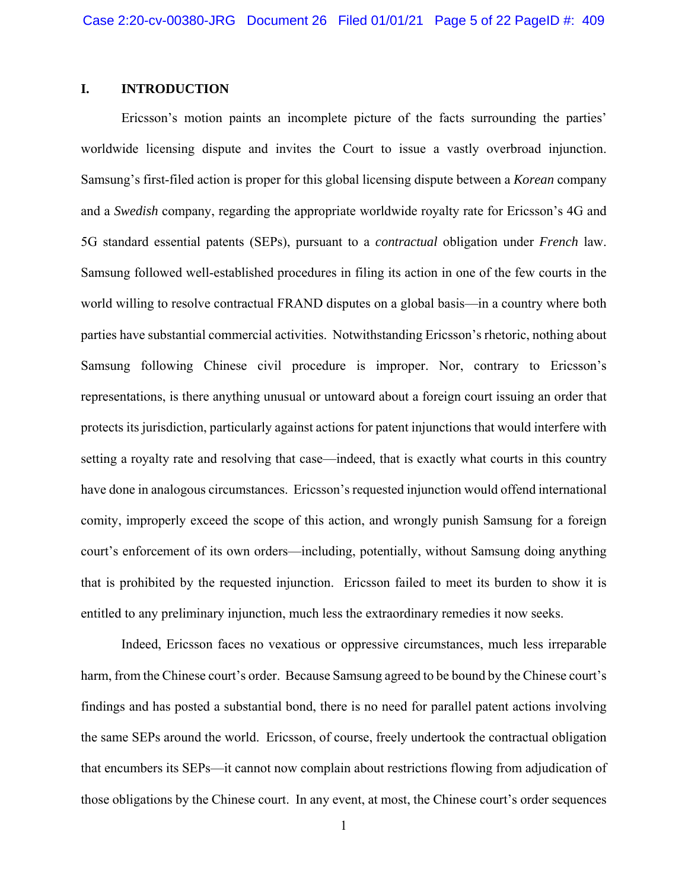## I. INTRODUCTION

Ericsson's motion paints an incomplete picture of the facts surrounding the parties' worldwide licensing dispute and invites the Court to issue a vastly overbroad injunction. Samsung's first-filed action is proper for this global licensing dispute between a *Korean* company and a *Swedish* company, regarding the appropriate worldwide royalty rate for Ericsson's 4G and 5G standard essential patents (SEPs), pursuant to a *contractual* obligation under *French* law. Samsung followed well-established procedures in filing its action in one of the few courts in the world willing to resolve contractual FRAND disputes on a global basis—in a country where both parties have substantial commercial activities. Notwithstanding Ericsson's rhetoric, nothing about Samsung following Chinese civil procedure is improper. Nor, contrary to Ericsson's representations, is there anything unusual or untoward about a foreign court issuing an order that protects its jurisdiction, particularly against actions for patent injunctions that would interfere with setting a royalty rate and resolving that case—indeed, that is exactly what courts in this country have done in analogous circumstances. Ericsson's requested injunction would offend international comity, improperly exceed the scope of this action, and wrongly punish Samsung for a foreign court's enforcement of its own orders—including, potentially, without Samsung doing anything that is prohibited by the requested injunction. Ericsson failed to meet its burden to show it is entitled to any preliminary injunction, much less the extraordinary remedies it now seeks.

Indeed, Ericsson faces no vexatious or oppressive circumstances, much less irreparable harm, from the Chinese court's order. Because Samsung agreed to be bound by the Chinese court's findings and has posted a substantial bond, there is no need for parallel patent actions involving the same SEPs around the world. Ericsson, of course, freely undertook the contractual obligation that encumbers its SEPs—it cannot now complain about restrictions flowing from adjudication of those obligations by the Chinese court. In any event, at most, the Chinese court's order sequences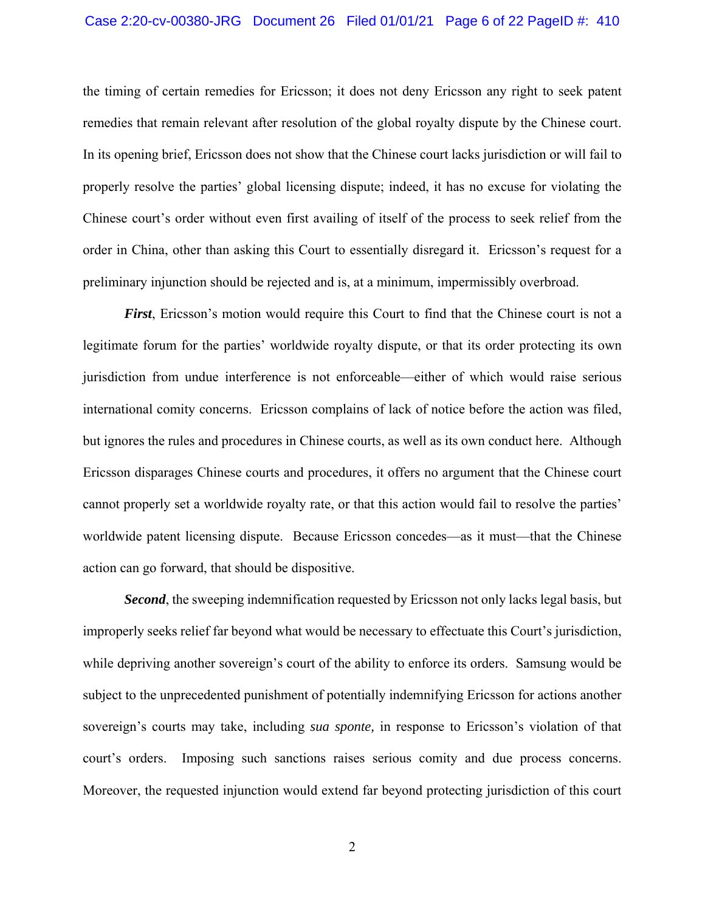the timing of certain remedies for Ericsson; it does not deny Ericsson any right to seek patent remedies that remain relevant after resolution of the global royalty dispute by the Chinese court. In its opening brief, Ericsson does not show that the Chinese court lacks jurisdiction or will fail to properly resolve the parties' global licensing dispute; indeed, it has no excuse for violating the Chinese court's order without even first availing of itself of the process to seek relief from the order in China, other than asking this Court to essentially disregard it. Ericsson's request for a preliminary injunction should be rejected and is, at a minimum, impermissibly overbroad.

***First***, Ericsson's motion would require this Court to find that the Chinese court is not a legitimate forum for the parties' worldwide royalty dispute, or that its order protecting its own jurisdiction from undue interference is not enforceable—either of which would raise serious international comity concerns. Ericsson complains of lack of notice before the action was filed, but ignores the rules and procedures in Chinese courts, as well as its own conduct here. Although Ericsson disparages Chinese courts and procedures, it offers no argument that the Chinese court cannot properly set a worldwide royalty rate, or that this action would fail to resolve the parties' worldwide patent licensing dispute. Because Ericsson concedes—as it must—that the Chinese action can go forward, that should be dispositive.

***Second***, the sweeping indemnification requested by Ericsson not only lacks legal basis, but improperly seeks relief far beyond what would be necessary to effectuate this Court's jurisdiction, while depriving another sovereign's court of the ability to enforce its orders. Samsung would be subject to the unprecedented punishment of potentially indemnifying Ericsson for actions another sovereign's courts may take, including *sua sponte,* in response to Ericsson's violation of that court's orders. Imposing such sanctions raises serious comity and due process concerns. Moreover, the requested injunction would extend far beyond protecting jurisdiction of this court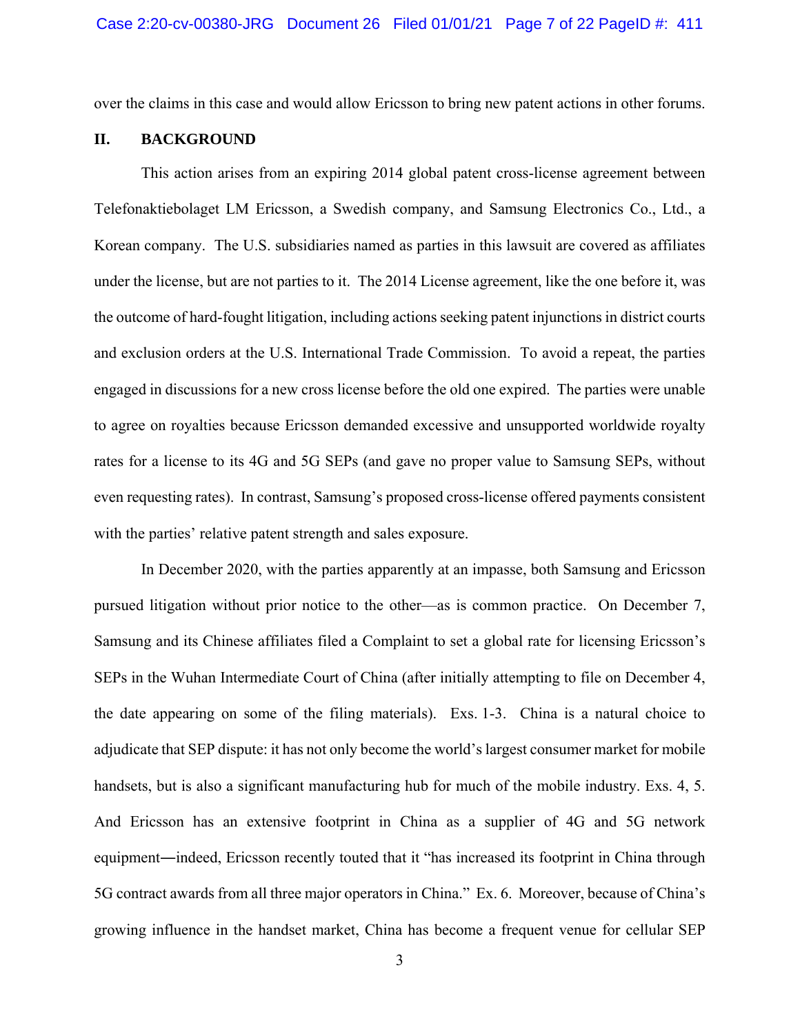over the claims in this case and would allow Ericsson to bring new patent actions in other forums.

## II. BACKGROUND

This action arises from an expiring 2014 global patent cross-license agreement between Telefonaktiebolaget LM Ericsson, a Swedish company, and Samsung Electronics Co., Ltd., a Korean company. The U.S. subsidiaries named as parties in this lawsuit are covered as affiliates under the license, but are not parties to it. The 2014 License agreement, like the one before it, was the outcome of hard-fought litigation, including actions seeking patent injunctions in district courts and exclusion orders at the U.S. International Trade Commission. To avoid a repeat, the parties engaged in discussions for a new cross license before the old one expired. The parties were unable to agree on royalties because Ericsson demanded excessive and unsupported worldwide royalty rates for a license to its 4G and 5G SEPs (and gave no proper value to Samsung SEPs, without even requesting rates). In contrast, Samsung's proposed cross-license offered payments consistent with the parties' relative patent strength and sales exposure.

In December 2020, with the parties apparently at an impasse, both Samsung and Ericsson pursued litigation without prior notice to the other—as is common practice. On December 7, Samsung and its Chinese affiliates filed a Complaint to set a global rate for licensing Ericsson's SEPs in the Wuhan Intermediate Court of China (after initially attempting to file on December 4, the date appearing on some of the filing materials). Exs. 1-3. China is a natural choice to adjudicate that SEP dispute: it has not only become the world's largest consumer market for mobile handsets, but is also a significant manufacturing hub for much of the mobile industry. Exs. 4, 5. And Ericsson has an extensive footprint in China as a supplier of 4G and 5G network equipment—indeed, Ericsson recently touted that it "has increased its footprint in China through 5G contract awards from all three major operators in China." Ex. 6. Moreover, because of China's growing influence in the handset market, China has become a frequent venue for cellular SEP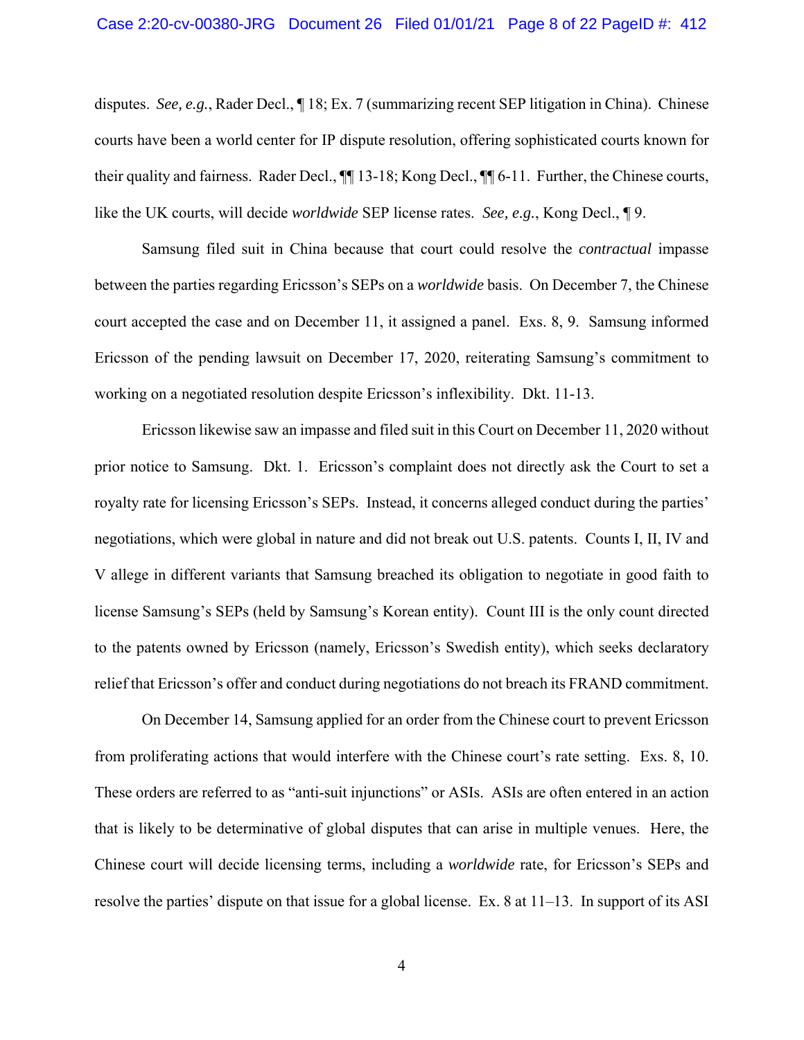disputes. *See, e.g.*, Rader Decl., ¶ 18; Ex. 7 (summarizing recent SEP litigation in China). Chinese courts have been a world center for IP dispute resolution, offering sophisticated courts known for their quality and fairness. Rader Decl., ¶¶ 13-18; Kong Decl., ¶¶ 6-11. Further, the Chinese courts, like the UK courts, will decide *worldwide* SEP license rates. *See, e.g.*, Kong Decl., ¶ 9.

Samsung filed suit in China because that court could resolve the *contractual* impasse between the parties regarding Ericsson's SEPs on a *worldwide* basis. On December 7, the Chinese court accepted the case and on December 11, it assigned a panel. Exs. 8, 9. Samsung informed Ericsson of the pending lawsuit on December 17, 2020, reiterating Samsung's commitment to working on a negotiated resolution despite Ericsson's inflexibility. Dkt. 11-13.

Ericsson likewise saw an impasse and filed suit in this Court on December 11, 2020 without prior notice to Samsung. Dkt. 1. Ericsson's complaint does not directly ask the Court to set a royalty rate for licensing Ericsson's SEPs. Instead, it concerns alleged conduct during the parties' negotiations, which were global in nature and did not break out U.S. patents. Counts I, II, IV and V allege in different variants that Samsung breached its obligation to negotiate in good faith to license Samsung's SEPs (held by Samsung's Korean entity). Count III is the only count directed to the patents owned by Ericsson (namely, Ericsson's Swedish entity), which seeks declaratory relief that Ericsson's offer and conduct during negotiations do not breach its FRAND commitment.

On December 14, Samsung applied for an order from the Chinese court to prevent Ericsson from proliferating actions that would interfere with the Chinese court's rate setting. Exs. 8, 10. These orders are referred to as "anti-suit injunctions" or ASIs. ASIs are often entered in an action that is likely to be determinative of global disputes that can arise in multiple venues. Here, the Chinese court will decide licensing terms, including a *worldwide* rate, for Ericsson's SEPs and resolve the parties' dispute on that issue for a global license. Ex. 8 at 11–13. In support of its ASI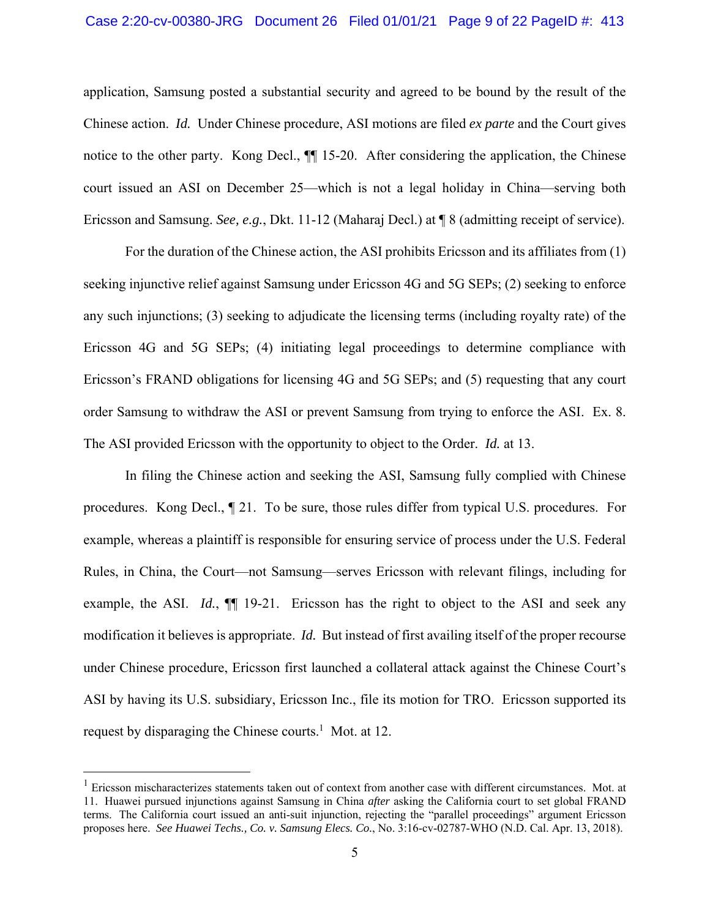application, Samsung posted a substantial security and agreed to be bound by the result of the Chinese action. *Id.* Under Chinese procedure, ASI motions are filed *ex parte* and the Court gives notice to the other party. Kong Decl., ¶¶ 15-20. After considering the application, the Chinese court issued an ASI on December 25—which is not a legal holiday in China—serving both Ericsson and Samsung. *See, e.g.*, Dkt. 11-12 (Maharaj Decl.) at ¶ 8 (admitting receipt of service).

For the duration of the Chinese action, the ASI prohibits Ericsson and its affiliates from (1) seeking injunctive relief against Samsung under Ericsson 4G and 5G SEPs; (2) seeking to enforce any such injunctions; (3) seeking to adjudicate the licensing terms (including royalty rate) of the Ericsson 4G and 5G SEPs; (4) initiating legal proceedings to determine compliance with Ericsson's FRAND obligations for licensing 4G and 5G SEPs; and (5) requesting that any court order Samsung to withdraw the ASI or prevent Samsung from trying to enforce the ASI. Ex. 8. The ASI provided Ericsson with the opportunity to object to the Order. *Id.* at 13.

In filing the Chinese action and seeking the ASI, Samsung fully complied with Chinese procedures. Kong Decl., ¶ 21. To be sure, those rules differ from typical U.S. procedures. For example, whereas a plaintiff is responsible for ensuring service of process under the U.S. Federal Rules, in China, the Court—not Samsung—serves Ericsson with relevant filings, including for example, the ASI. *Id.*, ¶¶ 19-21. Ericsson has the right to object to the ASI and seek any modification it believes is appropriate. *Id.* But instead of first availing itself of the proper recourse under Chinese procedure, Ericsson first launched a collateral attack against the Chinese Court's ASI by having its U.S. subsidiary, Ericsson Inc., file its motion for TRO. Ericsson supported its request by disparaging the Chinese courts.[1] Mot. at 12.

---

[1] Ericsson mischaracterizes statements taken out of context from another case with different circumstances. Mot. at 11. Huawei pursued injunctions against Samsung in China *after* asking the California court to set global FRAND terms. The California court issued an anti-suit injunction, rejecting the "parallel proceedings" argument Ericsson proposes here. *See Huawei Techs., Co. v. Samsung Elecs. Co.*, No. 3:16-cv-02787-WHO (N.D. Cal. Apr. 13, 2018).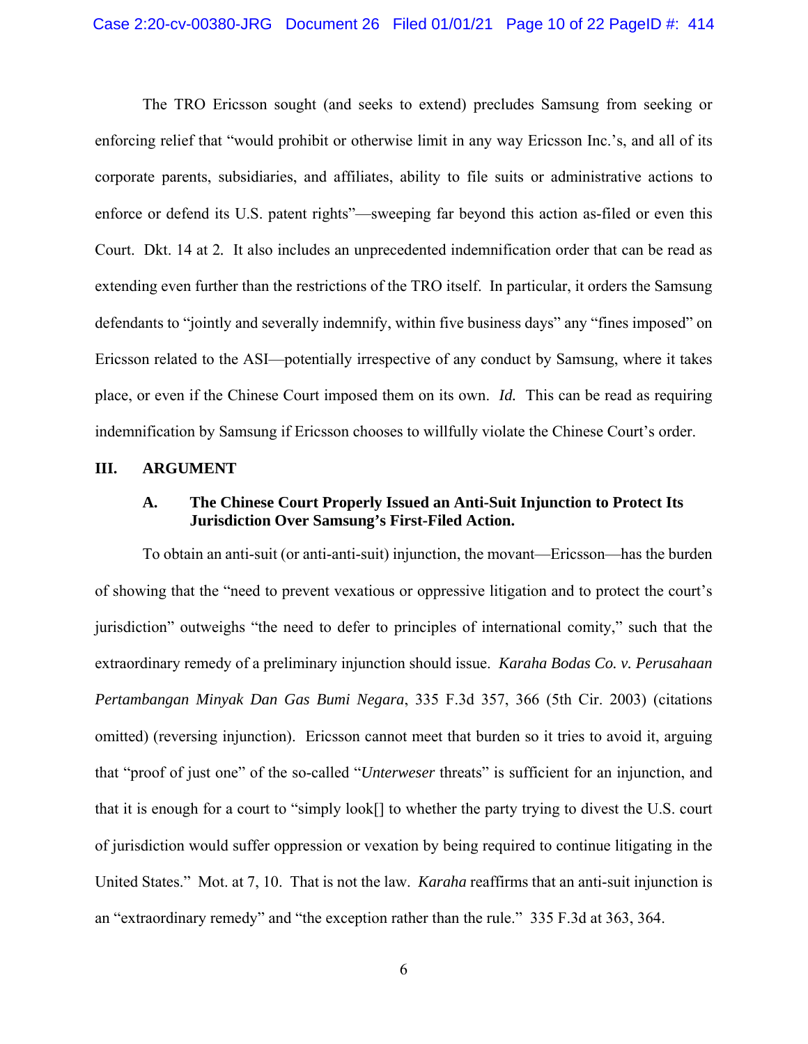The TRO Ericsson sought (and seeks to extend) precludes Samsung from seeking or enforcing relief that "would prohibit or otherwise limit in any way Ericsson Inc.'s, and all of its corporate parents, subsidiaries, and affiliates, ability to file suits or administrative actions to enforce or defend its U.S. patent rights"—sweeping far beyond this action as-filed or even this Court. Dkt. 14 at 2. It also includes an unprecedented indemnification order that can be read as extending even further than the restrictions of the TRO itself. In particular, it orders the Samsung defendants to "jointly and severally indemnify, within five business days" any "fines imposed" on Ericsson related to the ASI—potentially irrespective of any conduct by Samsung, where it takes place, or even if the Chinese Court imposed them on its own. *Id.* This can be read as requiring indemnification by Samsung if Ericsson chooses to willfully violate the Chinese Court's order.

## III. ARGUMENT

### A. The Chinese Court Properly Issued an Anti-Suit Injunction to Protect Its Jurisdiction Over Samsung's First-Filed Action.

To obtain an anti-suit (or anti-anti-suit) injunction, the movant—Ericsson—has the burden of showing that the "need to prevent vexatious or oppressive litigation and to protect the court's jurisdiction" outweighs "the need to defer to principles of international comity," such that the extraordinary remedy of a preliminary injunction should issue. *Karaha Bodas Co. v. Perusahaan Pertambangan Minyak Dan Gas Bumi Negara*, 335 F.3d 357, 366 (5th Cir. 2003) (citations omitted) (reversing injunction). Ericsson cannot meet that burden so it tries to avoid it, arguing that "proof of just one" of the so-called "*Unterweser* threats" is sufficient for an injunction, and that it is enough for a court to "simply look[] to whether the party trying to divest the U.S. court of jurisdiction would suffer oppression or vexation by being required to continue litigating in the United States." Mot. at 7, 10. That is not the law. *Karaha* reaffirms that an anti-suit injunction is an "extraordinary remedy" and "the exception rather than the rule." 335 F.3d at 363, 364.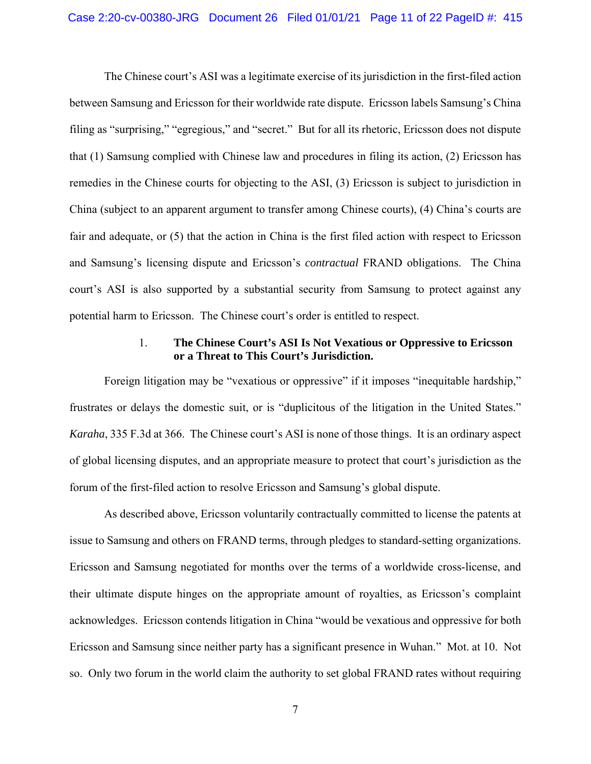The Chinese court's ASI was a legitimate exercise of its jurisdiction in the first-filed action between Samsung and Ericsson for their worldwide rate dispute. Ericsson labels Samsung's China filing as "surprising," "egregious," and "secret." But for all its rhetoric, Ericsson does not dispute that (1) Samsung complied with Chinese law and procedures in filing its action, (2) Ericsson has remedies in the Chinese courts for objecting to the ASI, (3) Ericsson is subject to jurisdiction in China (subject to an apparent argument to transfer among Chinese courts), (4) China's courts are fair and adequate, or (5) that the action in China is the first filed action with respect to Ericsson and Samsung's licensing dispute and Ericsson's *contractual* FRAND obligations. The China court's ASI is also supported by a substantial security from Samsung to protect against any potential harm to Ericsson. The Chinese court's order is entitled to respect.

### 1. The Chinese Court's ASI Is Not Vexatious or Oppressive to Ericsson or a Threat to This Court's Jurisdiction.

Foreign litigation may be "vexatious or oppressive" if it imposes "inequitable hardship," frustrates or delays the domestic suit, or is "duplicitous of the litigation in the United States." *Karaha*, 335 F.3d at 366. The Chinese court's ASI is none of those things. It is an ordinary aspect of global licensing disputes, and an appropriate measure to protect that court's jurisdiction as the forum of the first-filed action to resolve Ericsson and Samsung's global dispute.

As described above, Ericsson voluntarily contractually committed to license the patents at issue to Samsung and others on FRAND terms, through pledges to standard-setting organizations. Ericsson and Samsung negotiated for months over the terms of a worldwide cross-license, and their ultimate dispute hinges on the appropriate amount of royalties, as Ericsson's complaint acknowledges. Ericsson contends litigation in China "would be vexatious and oppressive for both Ericsson and Samsung since neither party has a significant presence in Wuhan." Mot. at 10. Not so. Only two forum in the world claim the authority to set global FRAND rates without requiring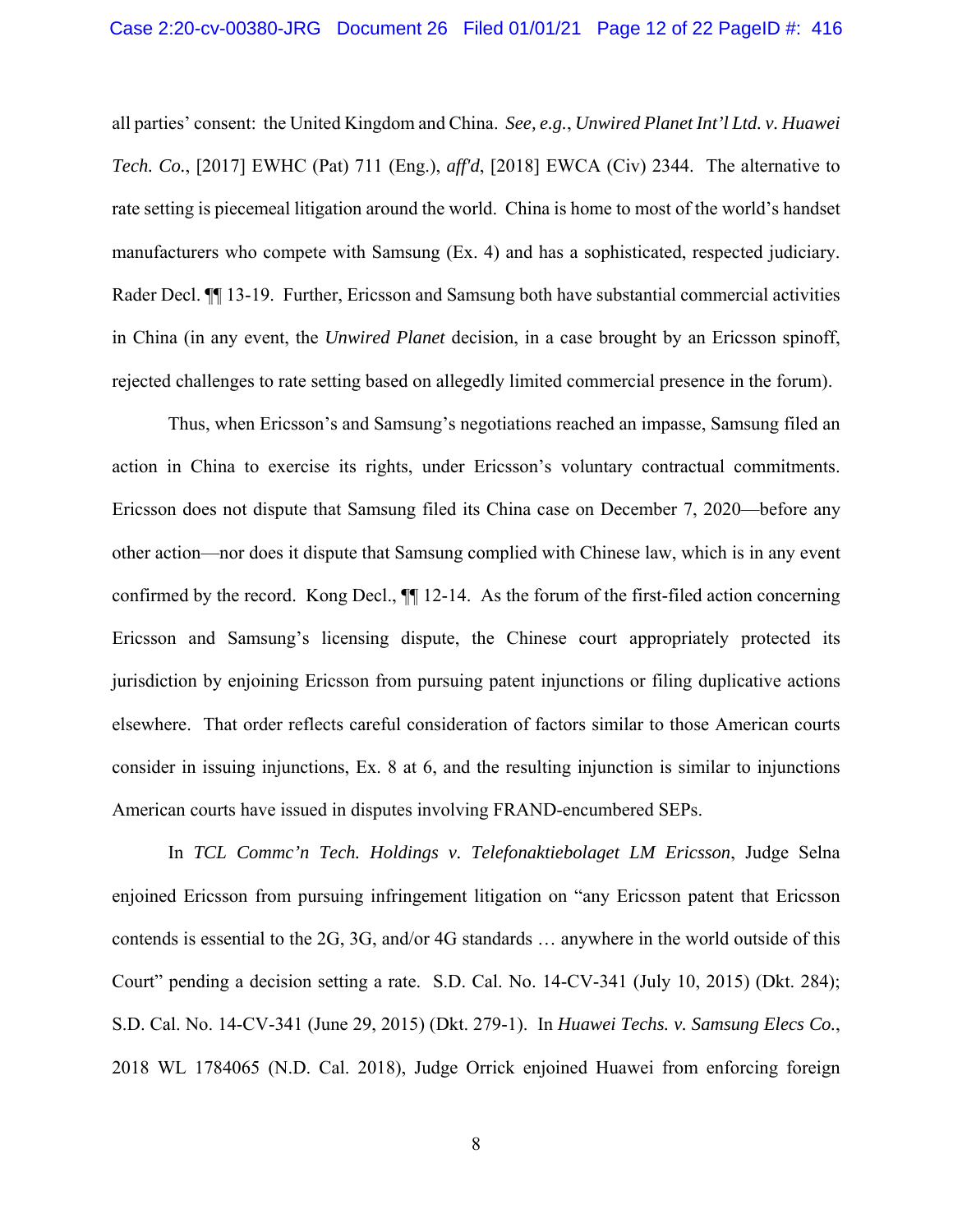all parties' consent: the United Kingdom and China. *See, e.g.*, *Unwired Planet Int'l Ltd. v. Huawei Tech. Co.*, [2017] EWHC (Pat) 711 (Eng.), *aff'd*, [2018] EWCA (Civ) 2344. The alternative to rate setting is piecemeal litigation around the world. China is home to most of the world's handset manufacturers who compete with Samsung (Ex. 4) and has a sophisticated, respected judiciary. Rader Decl. ¶¶ 13-19. Further, Ericsson and Samsung both have substantial commercial activities in China (in any event, the *Unwired Planet* decision, in a case brought by an Ericsson spinoff, rejected challenges to rate setting based on allegedly limited commercial presence in the forum).

Thus, when Ericsson's and Samsung's negotiations reached an impasse, Samsung filed an action in China to exercise its rights, under Ericsson's voluntary contractual commitments. Ericsson does not dispute that Samsung filed its China case on December 7, 2020—before any other action—nor does it dispute that Samsung complied with Chinese law, which is in any event confirmed by the record. Kong Decl., ¶¶ 12-14. As the forum of the first-filed action concerning Ericsson and Samsung's licensing dispute, the Chinese court appropriately protected its jurisdiction by enjoining Ericsson from pursuing patent injunctions or filing duplicative actions elsewhere. That order reflects careful consideration of factors similar to those American courts consider in issuing injunctions, Ex. 8 at 6, and the resulting injunction is similar to injunctions American courts have issued in disputes involving FRAND-encumbered SEPs.

In *TCL Commc'n Tech. Holdings v. Telefonaktiebolaget LM Ericsson*, Judge Selna enjoined Ericsson from pursuing infringement litigation on "any Ericsson patent that Ericsson contends is essential to the 2G, 3G, and/or 4G standards … anywhere in the world outside of this Court" pending a decision setting a rate. S.D. Cal. No. 14-CV-341 (July 10, 2015) (Dkt. 284); S.D. Cal. No. 14-CV-341 (June 29, 2015) (Dkt. 279-1). In *Huawei Techs. v. Samsung Elecs Co.*, 2018 WL 1784065 (N.D. Cal. 2018), Judge Orrick enjoined Huawei from enforcing foreign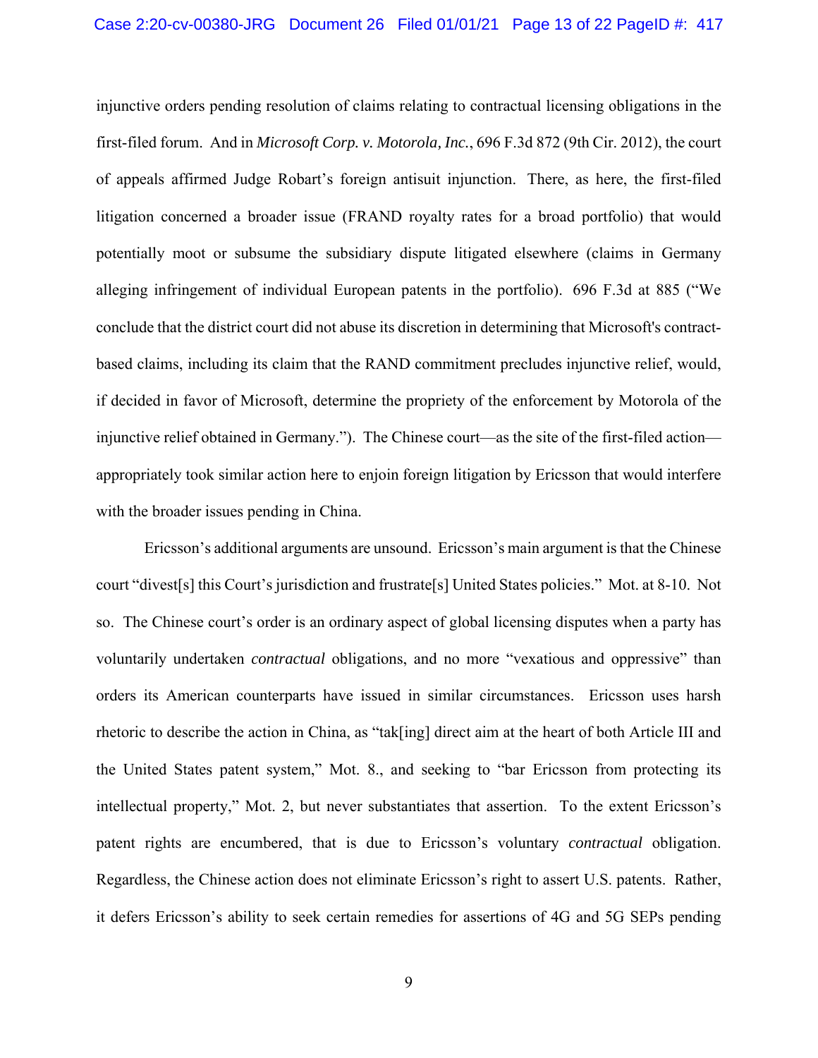injunctive orders pending resolution of claims relating to contractual licensing obligations in the first-filed forum. And in *Microsoft Corp. v. Motorola, Inc.*, 696 F.3d 872 (9th Cir. 2012), the court of appeals affirmed Judge Robart's foreign antisuit injunction. There, as here, the first-filed litigation concerned a broader issue (FRAND royalty rates for a broad portfolio) that would potentially moot or subsume the subsidiary dispute litigated elsewhere (claims in Germany alleging infringement of individual European patents in the portfolio). 696 F.3d at 885 ("We conclude that the district court did not abuse its discretion in determining that Microsoft's contract-based claims, including its claim that the RAND commitment precludes injunctive relief, would, if decided in favor of Microsoft, determine the propriety of the enforcement by Motorola of the injunctive relief obtained in Germany."). The Chinese court—as the site of the first-filed action—appropriately took similar action here to enjoin foreign litigation by Ericsson that would interfere with the broader issues pending in China.

Ericsson's additional arguments are unsound. Ericsson's main argument is that the Chinese court "divest[s] this Court's jurisdiction and frustrate[s] United States policies." Mot. at 8-10. Not so. The Chinese court's order is an ordinary aspect of global licensing disputes when a party has voluntarily undertaken *contractual* obligations, and no more "vexatious and oppressive" than orders its American counterparts have issued in similar circumstances. Ericsson uses harsh rhetoric to describe the action in China, as "tak[ing] direct aim at the heart of both Article III and the United States patent system," Mot. 8., and seeking to "bar Ericsson from protecting its intellectual property," Mot. 2, but never substantiates that assertion. To the extent Ericsson's patent rights are encumbered, that is due to Ericsson's voluntary *contractual* obligation. Regardless, the Chinese action does not eliminate Ericsson's right to assert U.S. patents. Rather, it defers Ericsson's ability to seek certain remedies for assertions of 4G and 5G SEPs pending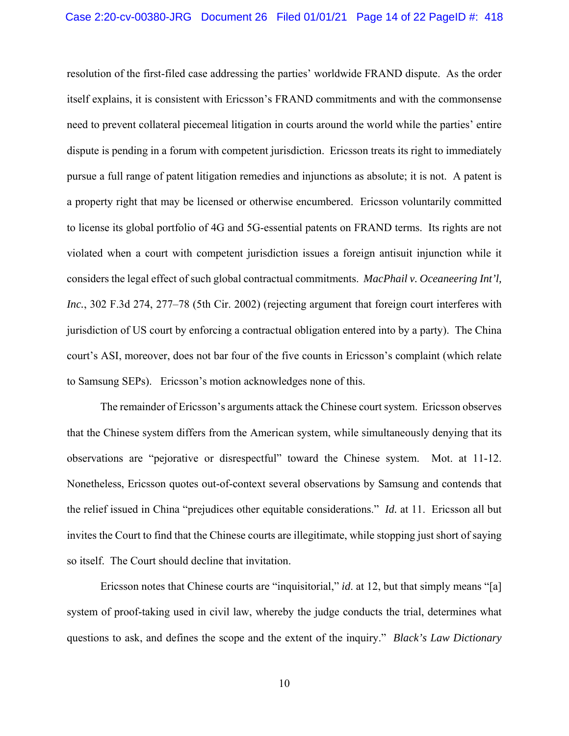resolution of the first-filed case addressing the parties' worldwide FRAND dispute. As the order itself explains, it is consistent with Ericsson's FRAND commitments and with the commonsense need to prevent collateral piecemeal litigation in courts around the world while the parties' entire dispute is pending in a forum with competent jurisdiction. Ericsson treats its right to immediately pursue a full range of patent litigation remedies and injunctions as absolute; it is not. A patent is a property right that may be licensed or otherwise encumbered. Ericsson voluntarily committed to license its global portfolio of 4G and 5G-essential patents on FRAND terms. Its rights are not violated when a court with competent jurisdiction issues a foreign antisuit injunction while it considers the legal effect of such global contractual commitments. *MacPhail v. Oceaneering Int'l, Inc.*, 302 F.3d 274, 277–78 (5th Cir. 2002) (rejecting argument that foreign court interferes with jurisdiction of US court by enforcing a contractual obligation entered into by a party). The China court's ASI, moreover, does not bar four of the five counts in Ericsson's complaint (which relate to Samsung SEPs). Ericsson's motion acknowledges none of this.

The remainder of Ericsson's arguments attack the Chinese court system. Ericsson observes that the Chinese system differs from the American system, while simultaneously denying that its observations are "pejorative or disrespectful" toward the Chinese system. Mot. at 11-12. Nonetheless, Ericsson quotes out-of-context several observations by Samsung and contends that the relief issued in China "prejudices other equitable considerations." *Id.* at 11. Ericsson all but invites the Court to find that the Chinese courts are illegitimate, while stopping just short of saying so itself. The Court should decline that invitation.

Ericsson notes that Chinese courts are "inquisitorial," *id.* at 12, but that simply means "[a] system of proof-taking used in civil law, whereby the judge conducts the trial, determines what questions to ask, and defines the scope and the extent of the inquiry." *Black's Law Dictionary*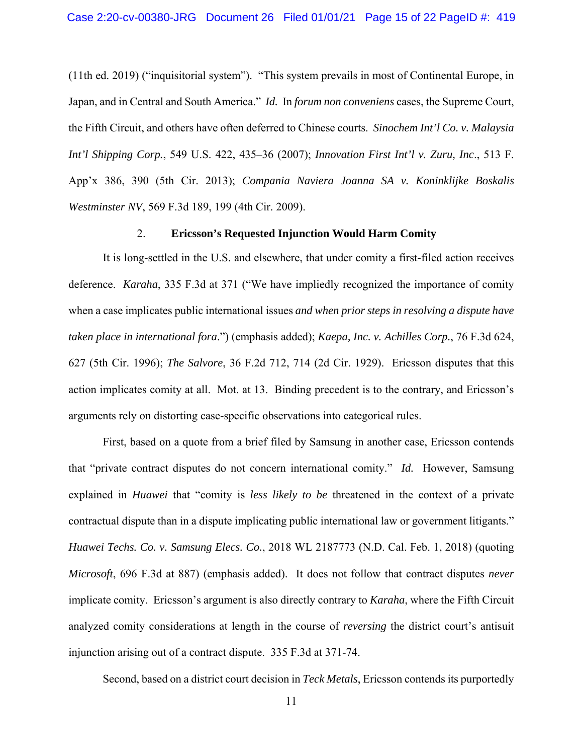(11th ed. 2019) ("inquisitorial system"). "This system prevails in most of Continental Europe, in Japan, and in Central and South America." *Id.* In *forum non conveniens* cases, the Supreme Court, the Fifth Circuit, and others have often deferred to Chinese courts. *Sinochem Int'l Co. v. Malaysia Int'l Shipping Corp.*, 549 U.S. 422, 435–36 (2007); *Innovation First Int'l v. Zuru, Inc*., 513 F. App'x 386, 390 (5th Cir. 2013); *Compania Naviera Joanna SA v. Koninklijke Boskalis Westminster NV*, 569 F.3d 189, 199 (4th Cir. 2009).

### 2. Ericsson's Requested Injunction Would Harm Comity

It is long-settled in the U.S. and elsewhere, that under comity a first-filed action receives deference. *Karaha*, 335 F.3d at 371 ("We have impliedly recognized the importance of comity when a case implicates public international issues *and when prior steps in resolving a dispute have taken place in international fora*.") (emphasis added); *Kaepa, Inc. v. Achilles Corp.*, 76 F.3d 624, 627 (5th Cir. 1996); *The Salvore*, 36 F.2d 712, 714 (2d Cir. 1929). Ericsson disputes that this action implicates comity at all. Mot. at 13. Binding precedent is to the contrary, and Ericsson's arguments rely on distorting case-specific observations into categorical rules.

First, based on a quote from a brief filed by Samsung in another case, Ericsson contends that "private contract disputes do not concern international comity." *Id.* However, Samsung explained in *Huawei* that "comity is *less likely to be* threatened in the context of a private contractual dispute than in a dispute implicating public international law or government litigants." *Huawei Techs. Co. v. Samsung Elecs. Co.*, 2018 WL 2187773 (N.D. Cal. Feb. 1, 2018) (quoting *Microsoft*, 696 F.3d at 887) (emphasis added). It does not follow that contract disputes *never* implicate comity. Ericsson's argument is also directly contrary to *Karaha*, where the Fifth Circuit analyzed comity considerations at length in the course of *reversing* the district court's antisuit injunction arising out of a contract dispute. 335 F.3d at 371-74.

Second, based on a district court decision in *Teck Metals*, Ericsson contends its purportedly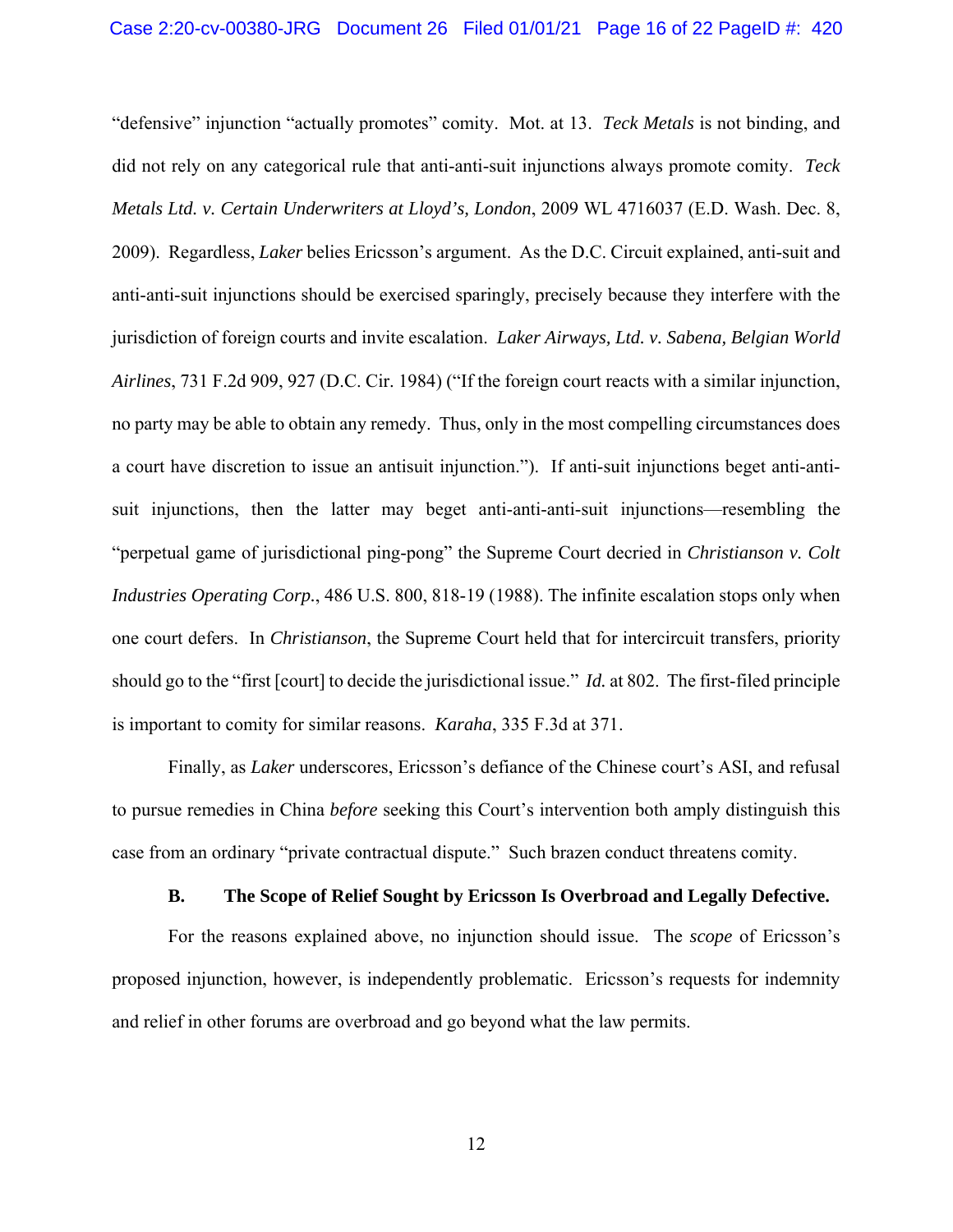"defensive" injunction "actually promotes" comity. Mot. at 13. *Teck Metals* is not binding, and did not rely on any categorical rule that anti-anti-suit injunctions always promote comity. *Teck Metals Ltd. v. Certain Underwriters at Lloyd's, London*, 2009 WL 4716037 (E.D. Wash. Dec. 8, 2009). Regardless, *Laker* belies Ericsson's argument. As the D.C. Circuit explained, anti-suit and anti-anti-suit injunctions should be exercised sparingly, precisely because they interfere with the jurisdiction of foreign courts and invite escalation. *Laker Airways, Ltd. v. Sabena, Belgian World Airlines*, 731 F.2d 909, 927 (D.C. Cir. 1984) ("If the foreign court reacts with a similar injunction, no party may be able to obtain any remedy. Thus, only in the most compelling circumstances does a court have discretion to issue an antisuit injunction."). If anti-suit injunctions beget anti-anti-suit injunctions, then the latter may beget anti-anti-anti-suit injunctions—resembling the "perpetual game of jurisdictional ping-pong" the Supreme Court decried in *Christianson v. Colt Industries Operating Corp.*, 486 U.S. 800, 818-19 (1988). The infinite escalation stops only when one court defers. In *Christianson*, the Supreme Court held that for intercircuit transfers, priority should go to the "first [court] to decide the jurisdictional issue." *Id.* at 802. The first-filed principle is important to comity for similar reasons. *Karaha*, 335 F.3d at 371.

Finally, as *Laker* underscores, Ericsson's defiance of the Chinese court's ASI, and refusal to pursue remedies in China *before* seeking this Court's intervention both amply distinguish this case from an ordinary "private contractual dispute." Such brazen conduct threatens comity.

### B. The Scope of Relief Sought by Ericsson Is Overbroad and Legally Defective.

For the reasons explained above, no injunction should issue. The *scope* of Ericsson's proposed injunction, however, is independently problematic. Ericsson's requests for indemnity and relief in other forums are overbroad and go beyond what the law permits.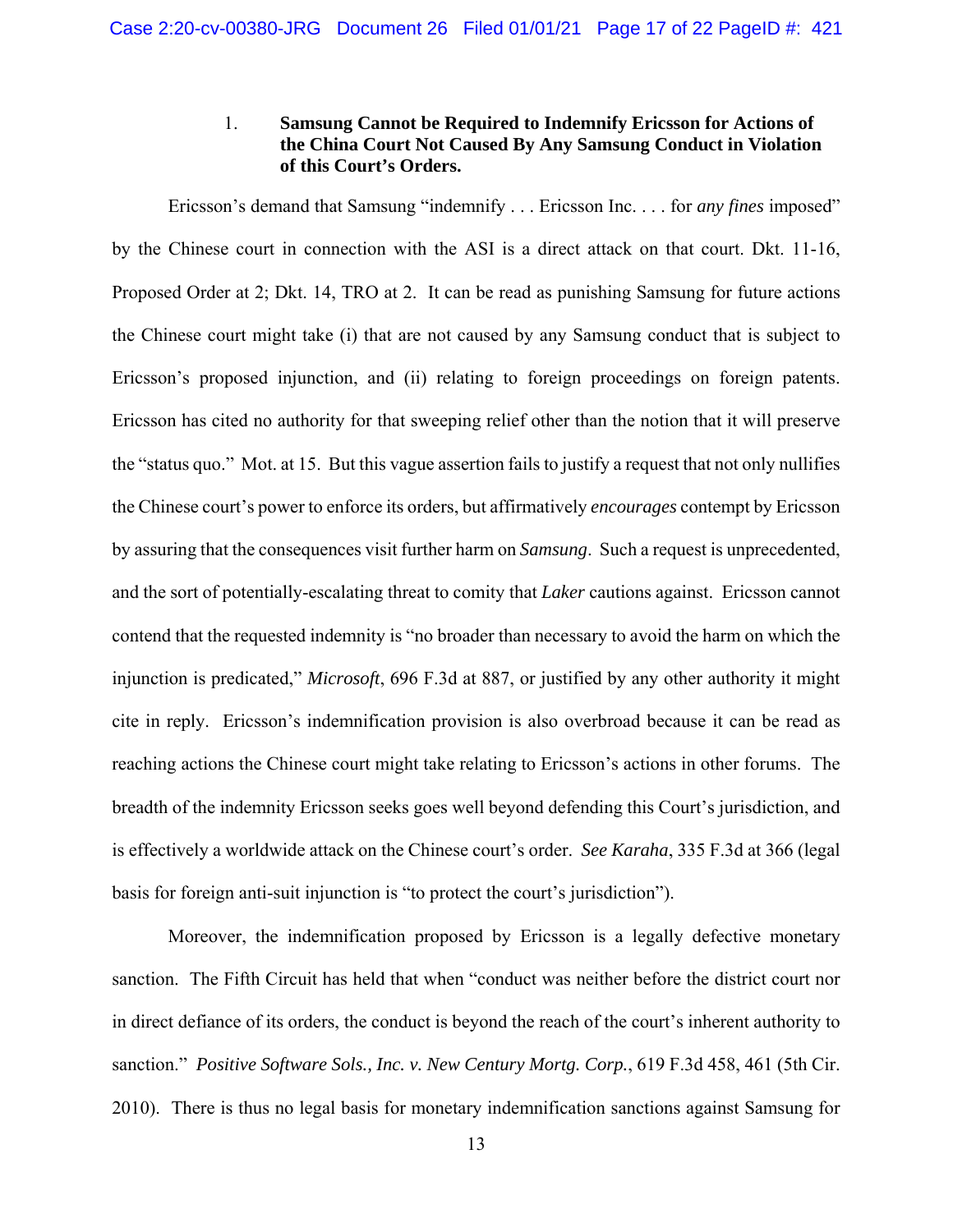### 1. **Samsung Cannot be Required to Indemnify Ericsson for Actions of the China Court Not Caused By Any Samsung Conduct in Violation of this Court's Orders.**

Ericsson's demand that Samsung "indemnify . . . Ericsson Inc. . . . for *any fines* imposed" by the Chinese court in connection with the ASI is a direct attack on that court. Dkt. 11-16, Proposed Order at 2; Dkt. 14, TRO at 2. It can be read as punishing Samsung for future actions the Chinese court might take (i) that are not caused by any Samsung conduct that is subject to Ericsson's proposed injunction, and (ii) relating to foreign proceedings on foreign patents. Ericsson has cited no authority for that sweeping relief other than the notion that it will preserve the "status quo." Mot. at 15. But this vague assertion fails to justify a request that not only nullifies the Chinese court's power to enforce its orders, but affirmatively *encourages* contempt by Ericsson by assuring that the consequences visit further harm on *Samsung*. Such a request is unprecedented, and the sort of potentially-escalating threat to comity that *Laker* cautions against. Ericsson cannot contend that the requested indemnity is "no broader than necessary to avoid the harm on which the injunction is predicated," *Microsoft*, 696 F.3d at 887, or justified by any other authority it might cite in reply. Ericsson's indemnification provision is also overbroad because it can be read as reaching actions the Chinese court might take relating to Ericsson's actions in other forums. The breadth of the indemnity Ericsson seeks goes well beyond defending this Court's jurisdiction, and is effectively a worldwide attack on the Chinese court's order. *See Karaha*, 335 F.3d at 366 (legal basis for foreign anti-suit injunction is "to protect the court's jurisdiction").

Moreover, the indemnification proposed by Ericsson is a legally defective monetary sanction. The Fifth Circuit has held that when "conduct was neither before the district court nor in direct defiance of its orders, the conduct is beyond the reach of the court's inherent authority to sanction." *Positive Software Sols., Inc. v. New Century Mortg. Corp.*, 619 F.3d 458, 461 (5th Cir. 2010). There is thus no legal basis for monetary indemnification sanctions against Samsung for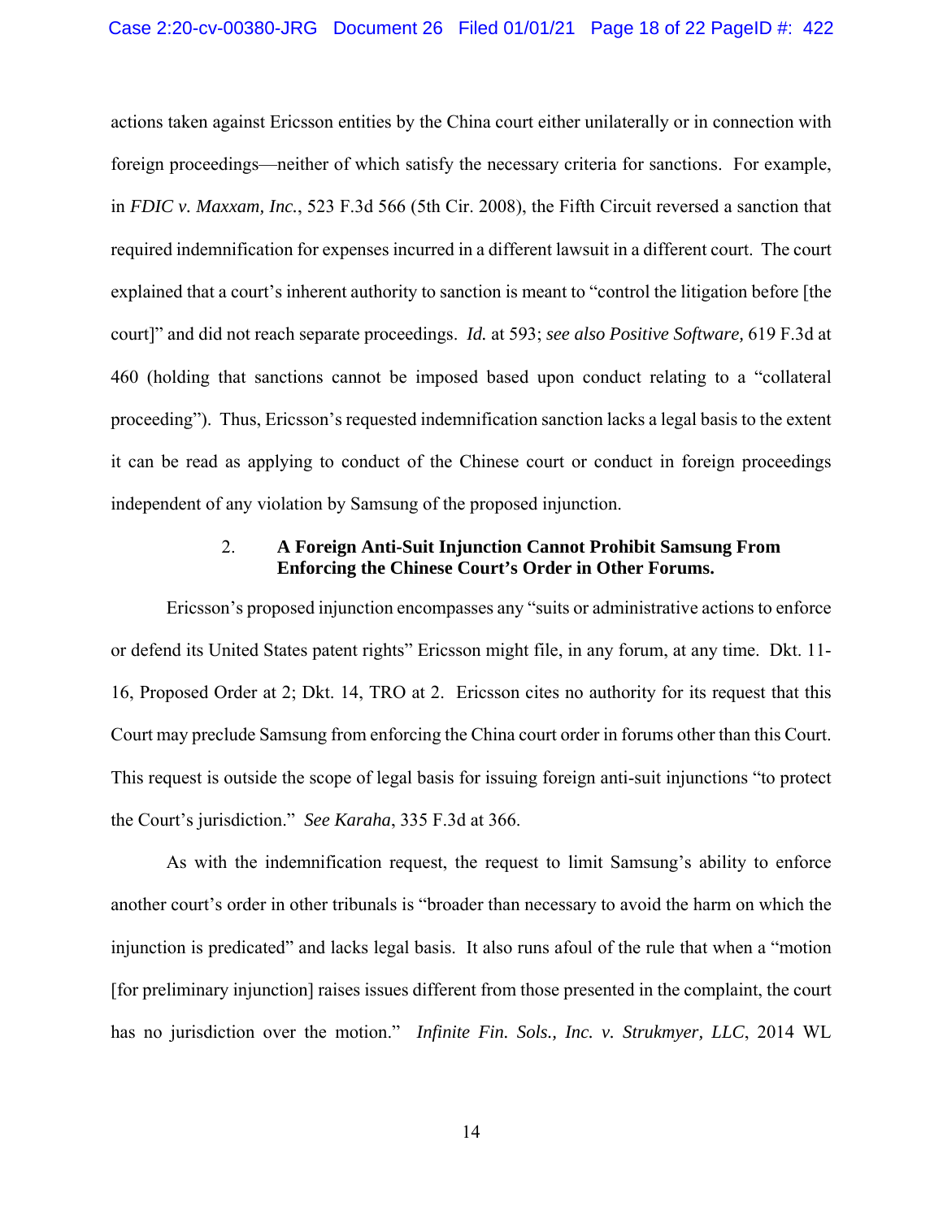actions taken against Ericsson entities by the China court either unilaterally or in connection with foreign proceedings—neither of which satisfy the necessary criteria for sanctions. For example, in *FDIC v. Maxxam, Inc.*, 523 F.3d 566 (5th Cir. 2008), the Fifth Circuit reversed a sanction that required indemnification for expenses incurred in a different lawsuit in a different court. The court explained that a court's inherent authority to sanction is meant to "control the litigation before [the court]" and did not reach separate proceedings. *Id.* at 593; *see also Positive Software,* 619 F.3d at 460 (holding that sanctions cannot be imposed based upon conduct relating to a "collateral proceeding"). Thus, Ericsson's requested indemnification sanction lacks a legal basis to the extent it can be read as applying to conduct of the Chinese court or conduct in foreign proceedings independent of any violation by Samsung of the proposed injunction.

### 2. A Foreign Anti-Suit Injunction Cannot Prohibit Samsung From Enforcing the Chinese Court's Order in Other Forums.

Ericsson's proposed injunction encompasses any "suits or administrative actions to enforce or defend its United States patent rights" Ericsson might file, in any forum, at any time. Dkt. 11-16, Proposed Order at 2; Dkt. 14, TRO at 2. Ericsson cites no authority for its request that this Court may preclude Samsung from enforcing the China court order in forums other than this Court. This request is outside the scope of legal basis for issuing foreign anti-suit injunctions "to protect the Court's jurisdiction." *See Karaha*, 335 F.3d at 366.

As with the indemnification request, the request to limit Samsung's ability to enforce another court's order in other tribunals is "broader than necessary to avoid the harm on which the injunction is predicated" and lacks legal basis. It also runs afoul of the rule that when a "motion [for preliminary injunction] raises issues different from those presented in the complaint, the court has no jurisdiction over the motion." *Infinite Fin. Sols., Inc. v. Strukmyer, LLC*, 2014 WL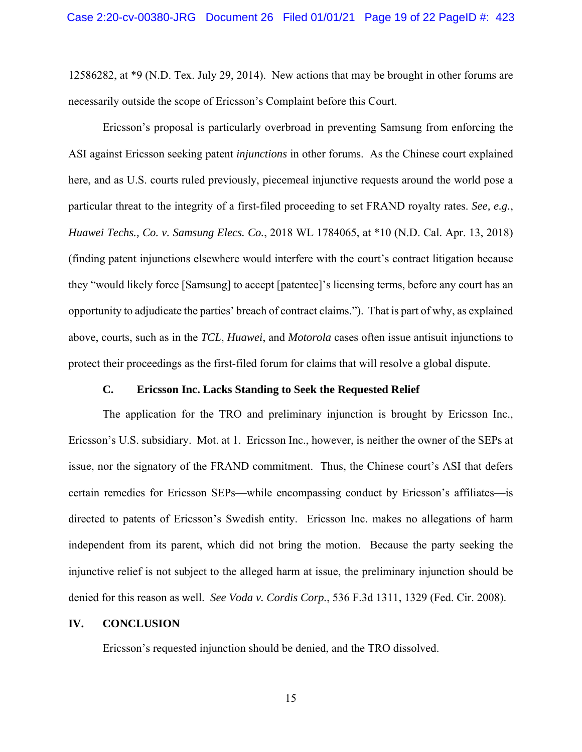12586282, at *9 (N.D. Tex. July 29, 2014). New actions that may be brought in other forums are necessarily outside the scope of Ericsson's Complaint before this Court.

Ericsson's proposal is particularly overbroad in preventing Samsung from enforcing the ASI against Ericsson seeking patent *injunctions* in other forums. As the Chinese court explained here, and as U.S. courts ruled previously, piecemeal injunctive requests around the world pose a particular threat to the integrity of a first-filed proceeding to set FRAND royalty rates. *See, e.g.*, *Huawei Techs., Co. v. Samsung Elecs. Co.*, 2018 WL 1784065, at *10 (N.D. Cal. Apr. 13, 2018) (finding patent injunctions elsewhere would interfere with the court's contract litigation because they "would likely force [Samsung] to accept [patentee]'s licensing terms, before any court has an opportunity to adjudicate the parties' breach of contract claims."). That is part of why, as explained above, courts, such as in the *TCL*, *Huawei*, and *Motorola* cases often issue antisuit injunctions to protect their proceedings as the first-filed forum for claims that will resolve a global dispute.

### C. Ericsson Inc. Lacks Standing to Seek the Requested Relief

The application for the TRO and preliminary injunction is brought by Ericsson Inc., Ericsson's U.S. subsidiary. Mot. at 1. Ericsson Inc., however, is neither the owner of the SEPs at issue, nor the signatory of the FRAND commitment. Thus, the Chinese court's ASI that defers certain remedies for Ericsson SEPs—while encompassing conduct by Ericsson's affiliates—is directed to patents of Ericsson's Swedish entity. Ericsson Inc. makes no allegations of harm independent from its parent, which did not bring the motion. Because the party seeking the injunctive relief is not subject to the alleged harm at issue, the preliminary injunction should be denied for this reason as well. *See Voda v. Cordis Corp.*, 536 F.3d 1311, 1329 (Fed. Cir. 2008).

## IV. CONCLUSION

Ericsson's requested injunction should be denied, and the TRO dissolved.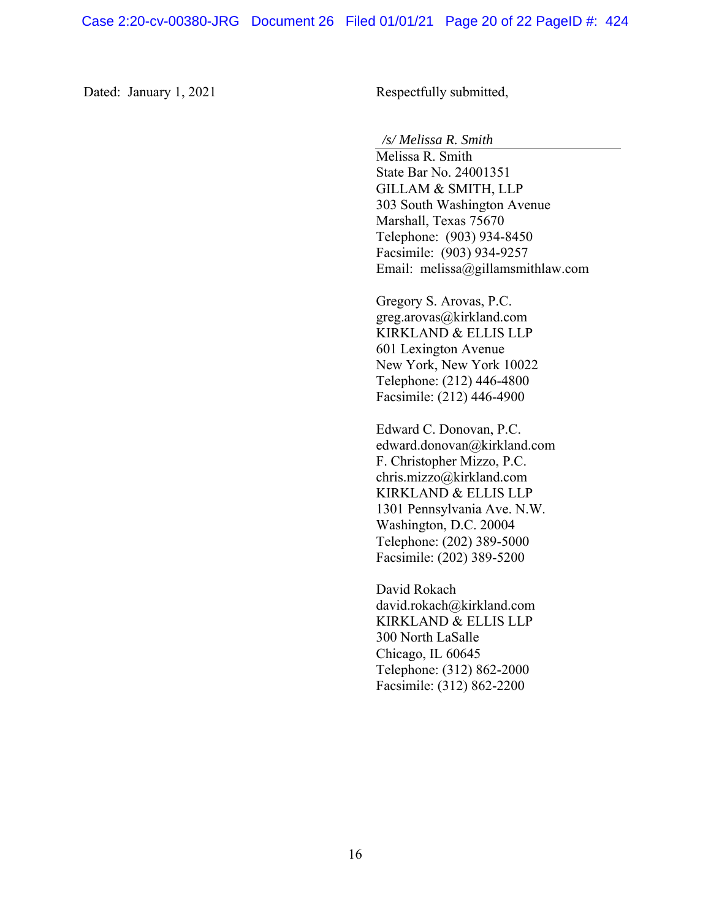Dated: January 1, 2021

Respectfully submitted,

*/s/ Melissa R. Smith*
Melissa R. Smith
State Bar No. 24001351
GILLAM & SMITH, LLP
303 South Washington Avenue
Marshall, Texas 75670
Telephone: (903) 934-8450
Facsimile: (903) 934-9257
Email: melissa@gillamsmithlaw.com

Gregory S. Arovas, P.C.
greg.arovas@kirkland.com
KIRKLAND & ELLIS LLP
601 Lexington Avenue
New York, New York 10022
Telephone: (212) 446-4800
Facsimile: (212) 446-4900

Edward C. Donovan, P.C.
edward.donovan@kirkland.com
F. Christopher Mizzo, P.C.
chris.mizzo@kirkland.com
KIRKLAND & ELLIS LLP
1301 Pennsylvania Ave. N.W.
Washington, D.C. 20004
Telephone: (202) 389-5000
Facsimile: (202) 389-5200

David Rokach
david.rokach@kirkland.com
KIRKLAND & ELLIS LLP
300 North LaSalle
Chicago, IL 60645
Telephone: (312) 862-2000
Facsimile: (312) 862-2200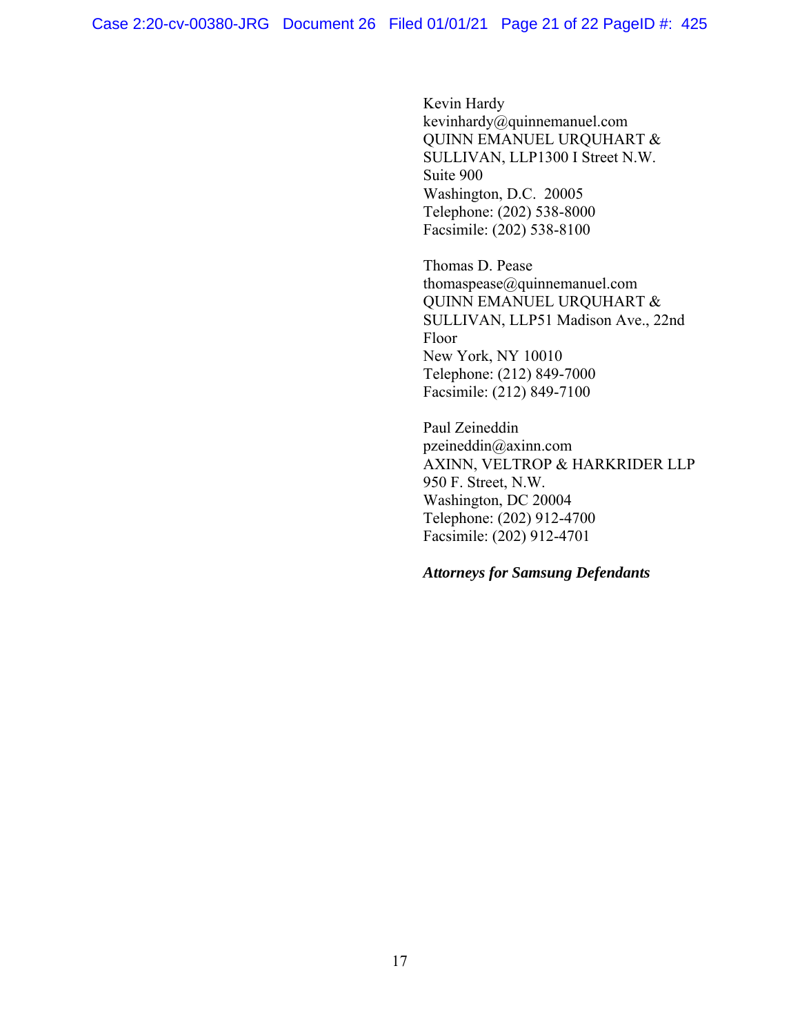Kevin Hardy
kevinhardy@quinnemanuel.com
QUINN EMANUEL URQUHART &
SULLIVAN, LLP1300 I Street N.W.
Suite 900
Washington, D.C. 20005
Telephone: (202) 538-8000
Facsimile: (202) 538-8100

Thomas D. Pease
thomaspease@quinnemanuel.com
QUINN EMANUEL URQUHART &
SULLIVAN, LLP51 Madison Ave., 22nd
Floor
New York, NY 10010
Telephone: (212) 849-7000
Facsimile: (212) 849-7100

Paul Zeineddin
pzeineddin@axinn.com
AXINN, VELTROP & HARKRIDER LLP
950 F. Street, N.W.
Washington, DC 20004
Telephone: (202) 912-4700
Facsimile: (202) 912-4701

***Attorneys for Samsung Defendants***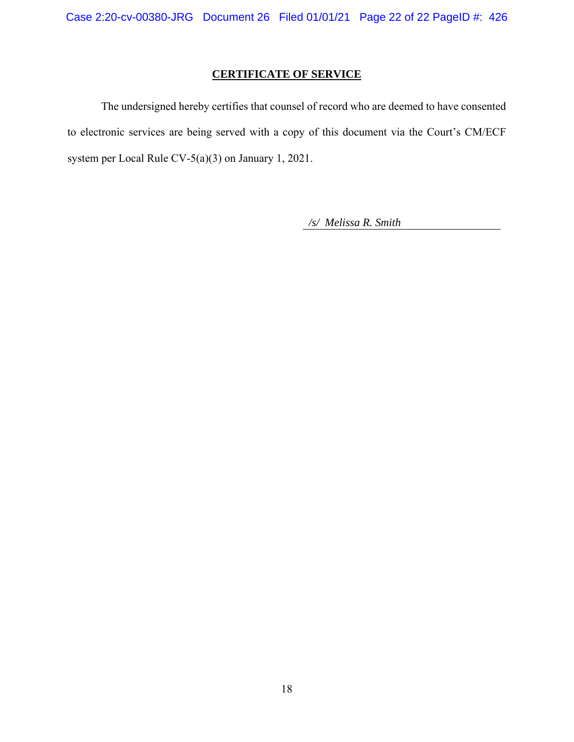## CERTIFICATE OF SERVICE

The undersigned hereby certifies that counsel of record who are deemed to have consented to electronic services are being served with a copy of this document via the Court's CM/ECF system per Local Rule CV-5(a)(3) on January 1, 2021.

*/s/ Melissa R. Smith*